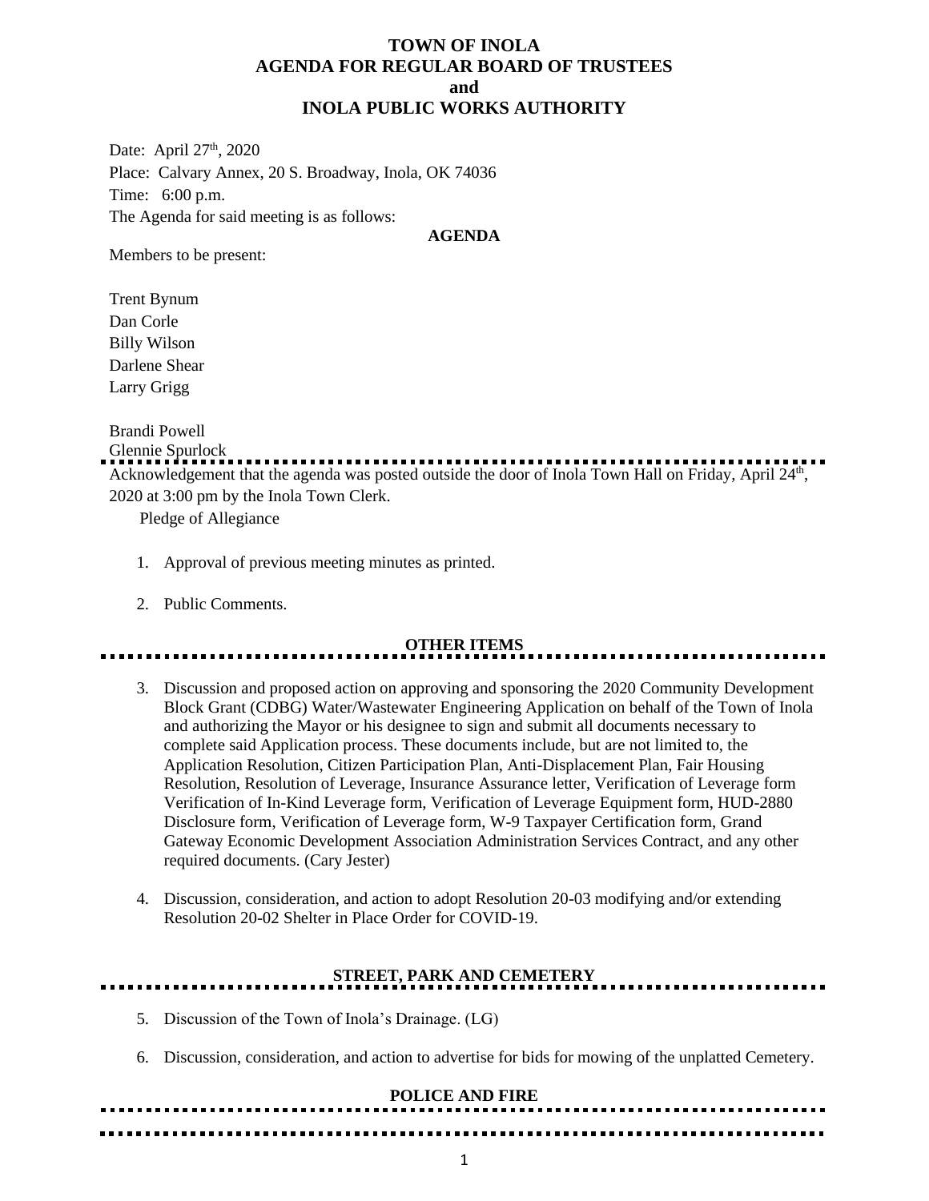# TOWN OF INOLA
## AGENDA FOR REGULAR BOARD OF TRUSTEES
## and
## INOLA PUBLIC WORKS AUTHORITY

Date: April 27th, 2020
Place: Calvary Annex, 20 S. Broadway, Inola, OK 74036
Time: 6:00 p.m.
The Agenda for said meeting is as follows:

**AGENDA**

Members to be present:

Trent Bynum
Dan Corle
Billy Wilson
Darlene Shear
Larry Grigg

Brandi Powell
Glennie Spurlock

---

Acknowledgement that the agenda was posted outside the door of Inola Town Hall on Friday, April 24th, 2020 at 3:00 pm by the Inola Town Clerk.

Pledge of Allegiance

1. Approval of previous meeting minutes as printed.
2. Public Comments.

---

**OTHER ITEMS**

3. Discussion and proposed action on approving and sponsoring the 2020 Community Development Block Grant (CDBG) Water/Wastewater Engineering Application on behalf of the Town of Inola and authorizing the Mayor or his designee to sign and submit all documents necessary to complete said Application process. These documents include, but are not limited to, the Application Resolution, Citizen Participation Plan, Anti-Displacement Plan, Fair Housing Resolution, Resolution of Leverage, Insurance Assurance letter, Verification of Leverage form Verification of In-Kind Leverage form, Verification of Leverage Equipment form, HUD-2880 Disclosure form, Verification of Leverage form, W-9 Taxpayer Certification form, Grand Gateway Economic Development Association Administration Services Contract, and any other required documents. (Cary Jester)
4. Discussion, consideration, and action to adopt Resolution 20-03 modifying and/or extending Resolution 20-02 Shelter in Place Order for COVID-19.

---

**STREET, PARK AND CEMETERY**

5. Discussion of the Town of Inola's Drainage. (LG)
6. Discussion, consideration, and action to advertise for bids for mowing of the unplatted Cemetery.

---

**POLICE AND FIRE**

---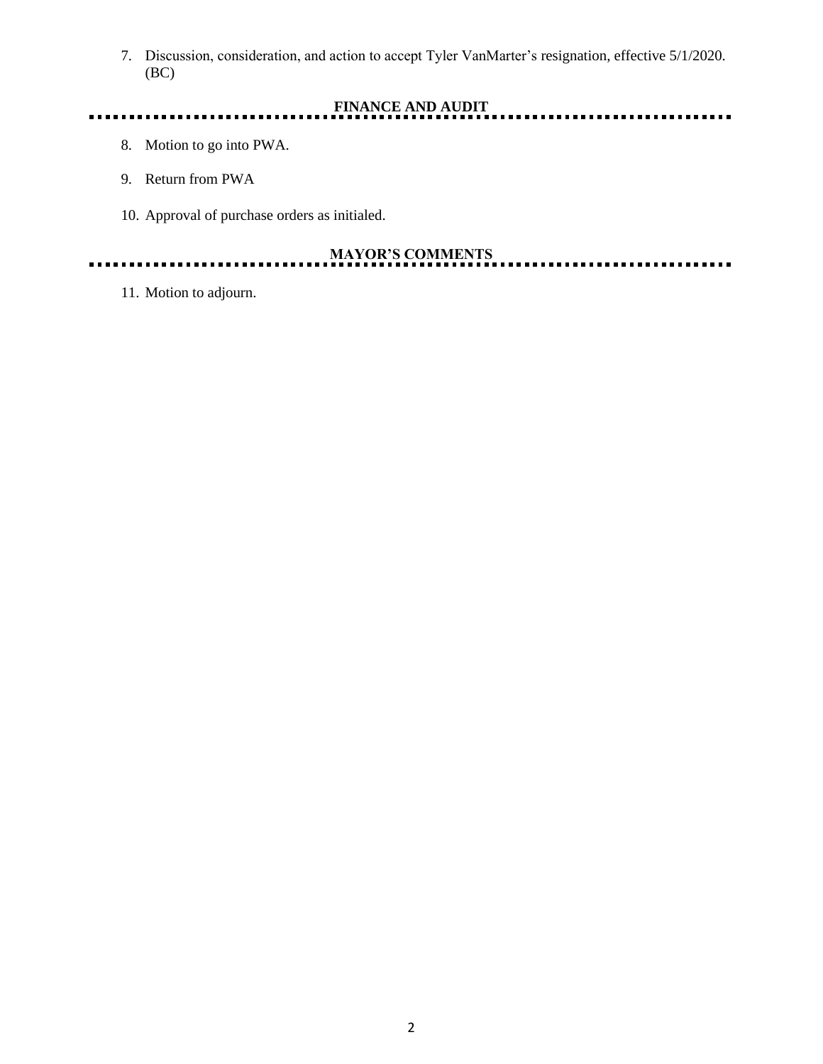7. Discussion, consideration, and action to accept Tyler VanMarter's resignation, effective 5/1/2020. (BC)

## FINANCE AND AUDIT

8. Motion to go into PWA.

9. Return from PWA

10. Approval of purchase orders as initialed.

## MAYOR'S COMMENTS

11. Motion to adjourn.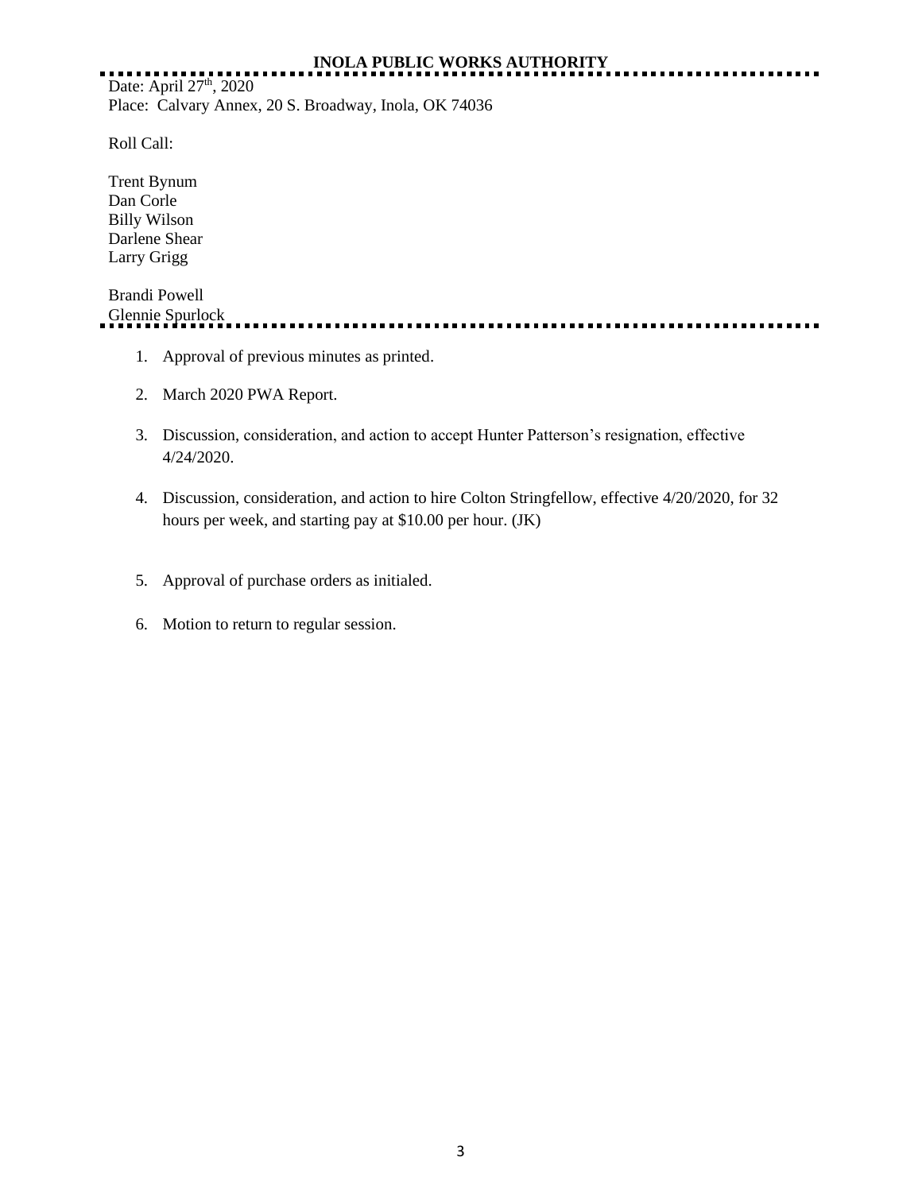**INOLA PUBLIC WORKS AUTHORITY**

Date: April 27th, 2020
Place: Calvary Annex, 20 S. Broadway, Inola, OK 74036

Roll Call:

Trent Bynum
Dan Corle
Billy Wilson
Darlene Shear
Larry Grigg

Brandi Powell
Glennie Spurlock

1. Approval of previous minutes as printed.

2. March 2020 PWA Report.

3. Discussion, consideration, and action to accept Hunter Patterson's resignation, effective 4/24/2020.

4. Discussion, consideration, and action to hire Colton Stringfellow, effective 4/20/2020, for 32 hours per week, and starting pay at $10.00 per hour. (JK)

5. Approval of purchase orders as initialed.

6. Motion to return to regular session.